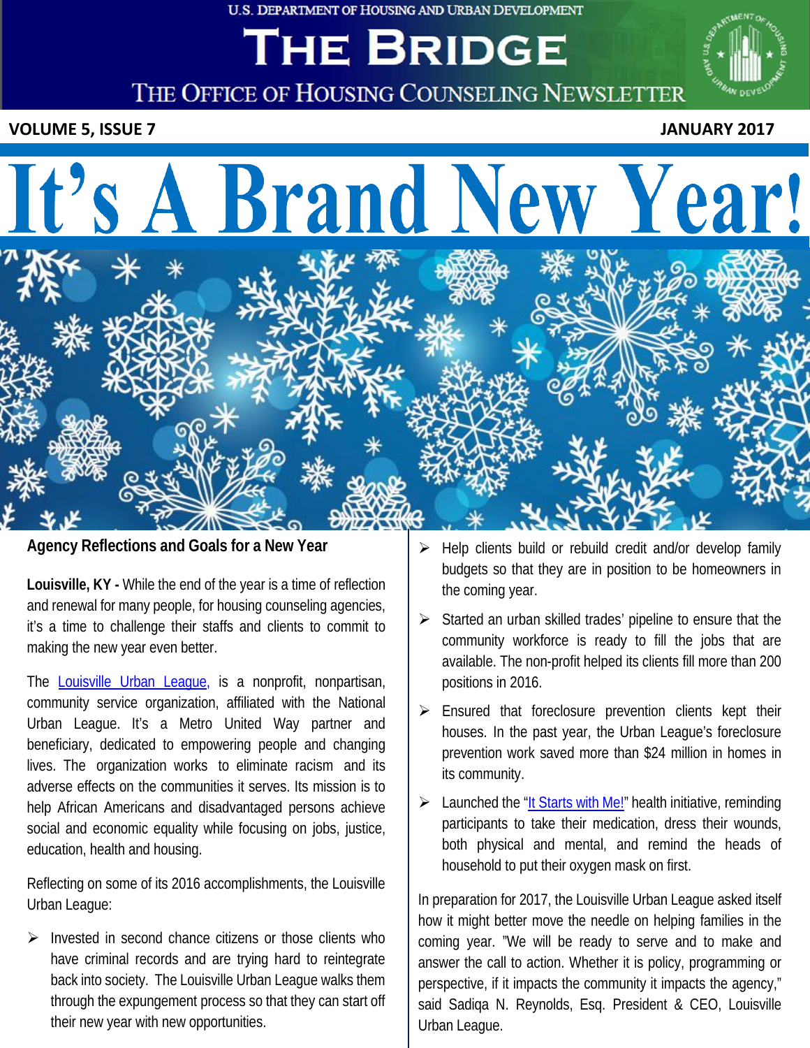U.S. DEPARTMENT OF HOUSING AND URBAN DEVELOPMENT

# THE BRIDGE

THE OFFICE OF HOUSING COUNSELING NEWSLETTER

**VOLUME 5, ISSUE 7** **JANUARY 2017**

# It's A Brand New Year!

## Agency Reflections and Goals for a New Year

**Louisville, KY -** While the end of the year is a time of reflection and renewal for many people, for housing counseling agencies, it's a time to challenge their staffs and clients to commit to making the new year even better.

The Louisville Urban League, is a nonprofit, nonpartisan, community service organization, affiliated with the National Urban League. It's a Metro United Way partner and beneficiary, dedicated to empowering people and changing lives. The organization works to eliminate racism and its adverse effects on the communities it serves. Its mission is to help African Americans and disadvantaged persons achieve social and economic equality while focusing on jobs, justice, education, health and housing.

Reflecting on some of its 2016 accomplishments, the Louisville Urban League:

- Invested in second chance citizens or those clients who have criminal records and are trying hard to reintegrate back into society. The Louisville Urban League walks them through the expungement process so that they can start off their new year with new opportunities.
- Help clients build or rebuild credit and/or develop family budgets so that they are in position to be homeowners in the coming year.
- Started an urban skilled trades' pipeline to ensure that the community workforce is ready to fill the jobs that are available. The non-profit helped its clients fill more than 200 positions in 2016.
- Ensured that foreclosure prevention clients kept their houses. In the past year, the Urban League's foreclosure prevention work saved more than $24 million in homes in its community.
- Launched the "It Starts with Me!" health initiative, reminding participants to take their medication, dress their wounds, both physical and mental, and remind the heads of household to put their oxygen mask on first.

In preparation for 2017, the Louisville Urban League asked itself how it might better move the needle on helping families in the coming year. "We will be ready to serve and to make and answer the call to action. Whether it is policy, programming or perspective, if it impacts the community it impacts the agency," said Sadiqa N. Reynolds, Esq. President & CEO, Louisville Urban League.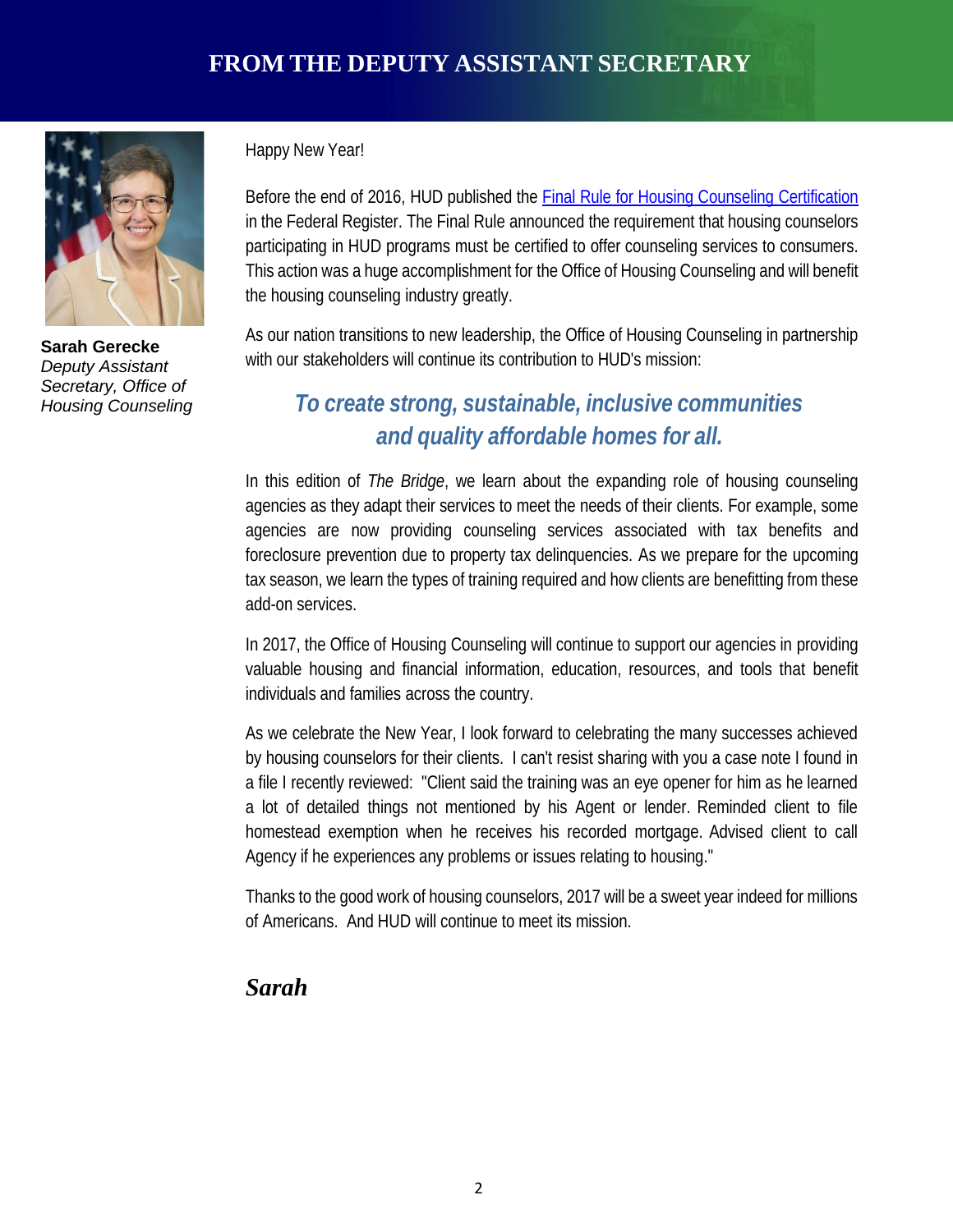# FROM THE DEPUTY ASSISTANT SECRETARY

**Sarah Gerecke**
*Deputy Assistant Secretary, Office of Housing Counseling*

Happy New Year!

Before the end of 2016, HUD published the Final Rule for Housing Counseling Certification in the Federal Register. The Final Rule announced the requirement that housing counselors participating in HUD programs must be certified to offer counseling services to consumers. This action was a huge accomplishment for the Office of Housing Counseling and will benefit the housing counseling industry greatly.

As our nation transitions to new leadership, the Office of Housing Counseling in partnership with our stakeholders will continue its contribution to HUD's mission:

***To create strong, sustainable, inclusive communities and quality affordable homes for all.***

In this edition of *The Bridge*, we learn about the expanding role of housing counseling agencies as they adapt their services to meet the needs of their clients. For example, some agencies are now providing counseling services associated with tax benefits and foreclosure prevention due to property tax delinquencies. As we prepare for the upcoming tax season, we learn the types of training required and how clients are benefitting from these add-on services.

In 2017, the Office of Housing Counseling will continue to support our agencies in providing valuable housing and financial information, education, resources, and tools that benefit individuals and families across the country.

As we celebrate the New Year, I look forward to celebrating the many successes achieved by housing counselors for their clients. I can't resist sharing with you a case note I found in a file I recently reviewed: "Client said the training was an eye opener for him as he learned a lot of detailed things not mentioned by his Agent or lender. Reminded client to file homestead exemption when he receives his recorded mortgage. Advised client to call Agency if he experiences any problems or issues relating to housing."

Thanks to the good work of housing counselors, 2017 will be a sweet year indeed for millions of Americans. And HUD will continue to meet its mission.

***Sarah***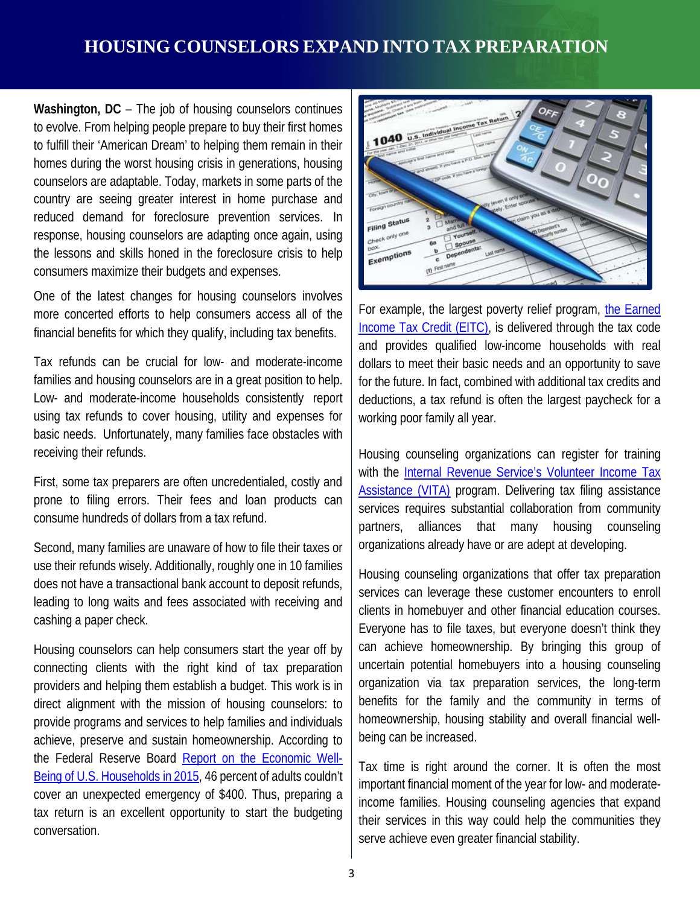# HOUSING COUNSELORS EXPAND INTO TAX PREPARATION

**Washington, DC** – The job of housing counselors continues to evolve. From helping people prepare to buy their first homes to fulfill their 'American Dream' to helping them remain in their homes during the worst housing crisis in generations, housing counselors are adaptable. Today, markets in some parts of the country are seeing greater interest in home purchase and reduced demand for foreclosure prevention services. In response, housing counselors are adapting once again, using the lessons and skills honed in the foreclosure crisis to help consumers maximize their budgets and expenses.

One of the latest changes for housing counselors involves more concerted efforts to help consumers access all of the financial benefits for which they qualify, including tax benefits.

Tax refunds can be crucial for low- and moderate-income families and housing counselors are in a great position to help. Low- and moderate-income households consistently report using tax refunds to cover housing, utility and expenses for basic needs. Unfortunately, many families face obstacles with receiving their refunds.

First, some tax preparers are often uncredentialed, costly and prone to filing errors. Their fees and loan products can consume hundreds of dollars from a tax refund.

Second, many families are unaware of how to file their taxes or use their refunds wisely. Additionally, roughly one in 10 families does not have a transactional bank account to deposit refunds, leading to long waits and fees associated with receiving and cashing a paper check.

Housing counselors can help consumers start the year off by connecting clients with the right kind of tax preparation providers and helping them establish a budget. This work is in direct alignment with the mission of housing counselors: to provide programs and services to help families and individuals achieve, preserve and sustain homeownership. According to the Federal Reserve Board [Report on the Economic Well-Being of U.S. Households in 2015](), 46 percent of adults couldn't cover an unexpected emergency of $400. Thus, preparing a tax return is an excellent opportunity to start the budgeting conversation.

For example, the largest poverty relief program, [the Earned Income Tax Credit (EITC)](), is delivered through the tax code and provides qualified low-income households with real dollars to meet their basic needs and an opportunity to save for the future. In fact, combined with additional tax credits and deductions, a tax refund is often the largest paycheck for a working poor family all year.

Housing counseling organizations can register for training with the [Internal Revenue Service's Volunteer Income Tax Assistance (VITA)]() program. Delivering tax filing assistance services requires substantial collaboration from community partners, alliances that many housing counseling organizations already have or are adept at developing.

Housing counseling organizations that offer tax preparation services can leverage these customer encounters to enroll clients in homebuyer and other financial education courses. Everyone has to file taxes, but everyone doesn't think they can achieve homeownership. By bringing this group of uncertain potential homebuyers into a housing counseling organization via tax preparation services, the long-term benefits for the family and the community in terms of homeownership, housing stability and overall financial well-being can be increased.

Tax time is right around the corner. It is often the most important financial moment of the year for low- and moderate-income families. Housing counseling agencies that expand their services in this way could help the communities they serve achieve even greater financial stability.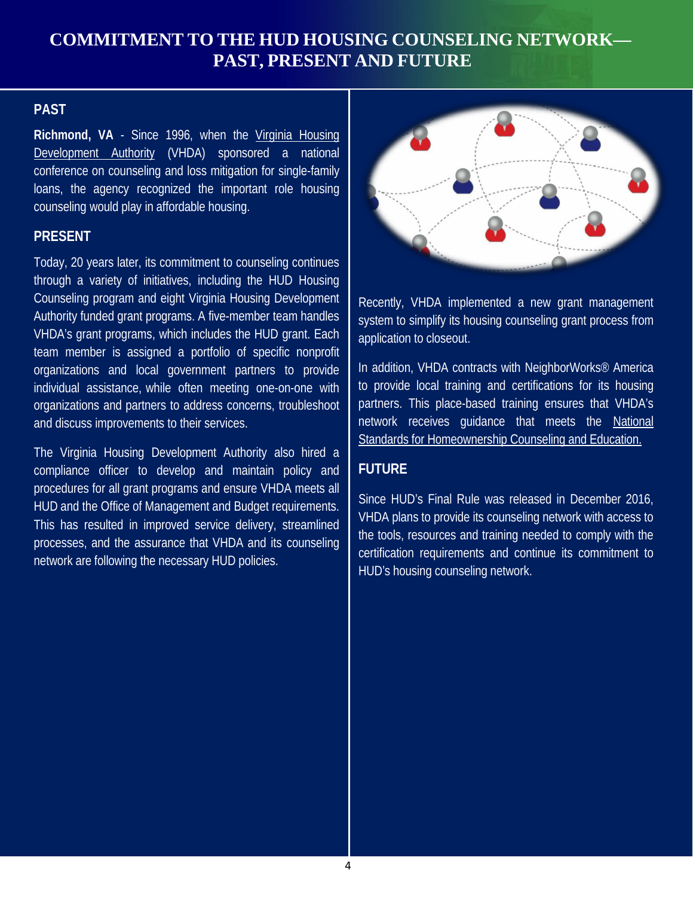# COMMITMENT TO THE HUD HOUSING COUNSELING NETWORK—PAST, PRESENT AND FUTURE

## PAST

**Richmond, VA** - Since 1996, when the Virginia Housing Development Authority (VHDA) sponsored a national conference on counseling and loss mitigation for single-family loans, the agency recognized the important role housing counseling would play in affordable housing.

## PRESENT

Today, 20 years later, its commitment to counseling continues through a variety of initiatives, including the HUD Housing Counseling program and eight Virginia Housing Development Authority funded grant programs. A five-member team handles VHDA's grant programs, which includes the HUD grant. Each team member is assigned a portfolio of specific nonprofit organizations and local government partners to provide individual assistance, while often meeting one-on-one with organizations and partners to address concerns, troubleshoot and discuss improvements to their services.

The Virginia Housing Development Authority also hired a compliance officer to develop and maintain policy and procedures for all grant programs and ensure VHDA meets all HUD and the Office of Management and Budget requirements. This has resulted in improved service delivery, streamlined processes, and the assurance that VHDA and its counseling network are following the necessary HUD policies.

Recently, VHDA implemented a new grant management system to simplify its housing counseling grant process from application to closeout.

In addition, VHDA contracts with NeighborWorks® America to provide local training and certifications for its housing partners. This place-based training ensures that VHDA's network receives guidance that meets the National Standards for Homeownership Counseling and Education.

## FUTURE

Since HUD's Final Rule was released in December 2016, VHDA plans to provide its counseling network with access to the tools, resources and training needed to comply with the certification requirements and continue its commitment to HUD's housing counseling network.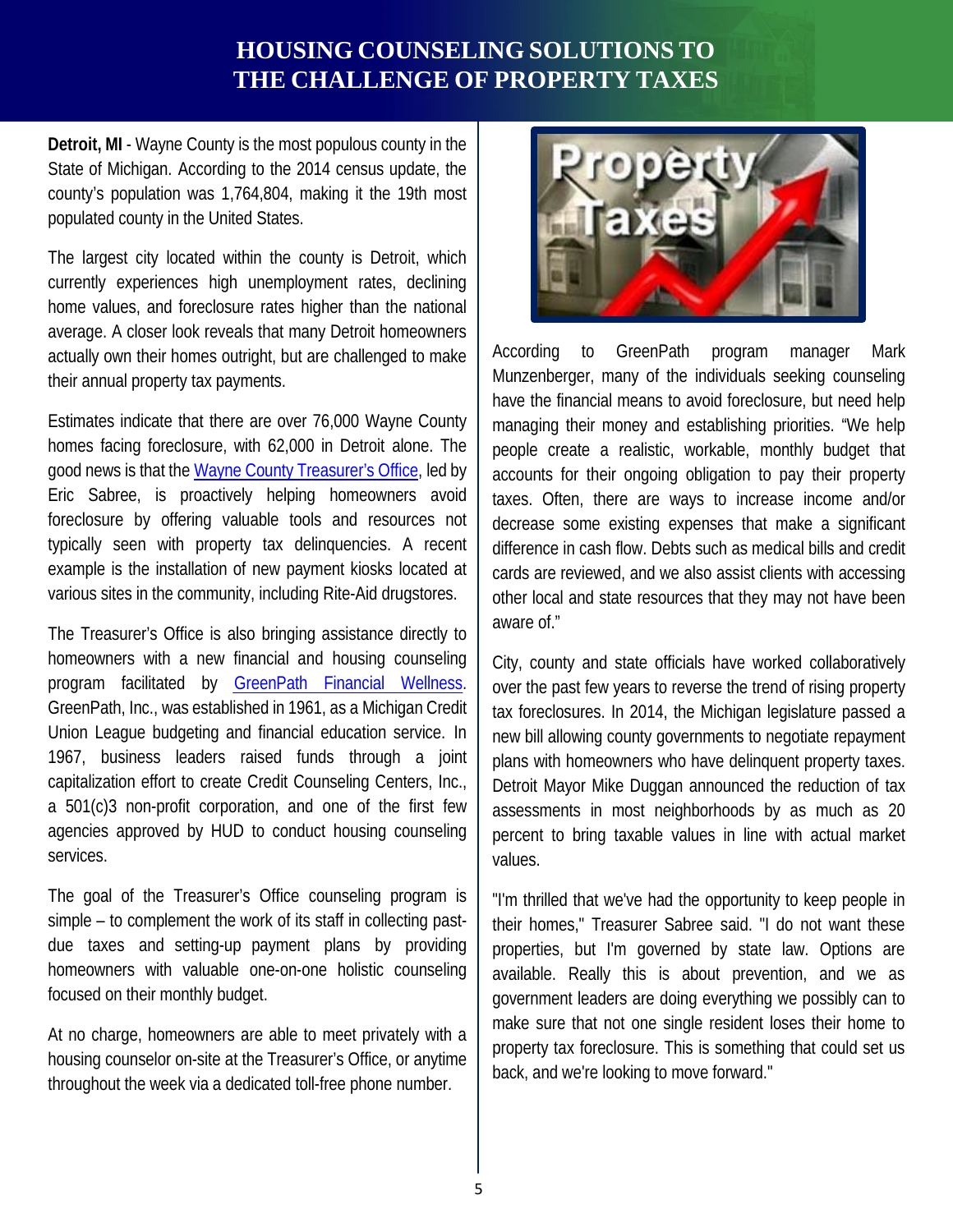# HOUSING COUNSELING SOLUTIONS TO THE CHALLENGE OF PROPERTY TAXES

**Detroit, MI** - Wayne County is the most populous county in the State of Michigan. According to the 2014 census update, the county's population was 1,764,804, making it the 19th most populated county in the United States.

The largest city located within the county is Detroit, which currently experiences high unemployment rates, declining home values, and foreclosure rates higher than the national average. A closer look reveals that many Detroit homeowners actually own their homes outright, but are challenged to make their annual property tax payments.

Estimates indicate that there are over 76,000 Wayne County homes facing foreclosure, with 62,000 in Detroit alone. The good news is that the Wayne County Treasurer's Office, led by Eric Sabree, is proactively helping homeowners avoid foreclosure by offering valuable tools and resources not typically seen with property tax delinquencies. A recent example is the installation of new payment kiosks located at various sites in the community, including Rite-Aid drugstores.

The Treasurer's Office is also bringing assistance directly to homeowners with a new financial and housing counseling program facilitated by GreenPath Financial Wellness. GreenPath, Inc., was established in 1961, as a Michigan Credit Union League budgeting and financial education service. In 1967, business leaders raised funds through a joint capitalization effort to create Credit Counseling Centers, Inc., a 501(c)3 non-profit corporation, and one of the first few agencies approved by HUD to conduct housing counseling services.

The goal of the Treasurer's Office counseling program is simple – to complement the work of its staff in collecting past-due taxes and setting-up payment plans by providing homeowners with valuable one-on-one holistic counseling focused on their monthly budget.

At no charge, homeowners are able to meet privately with a housing counselor on-site at the Treasurer's Office, or anytime throughout the week via a dedicated toll-free phone number.

According to GreenPath program manager Mark Munzenberger, many of the individuals seeking counseling have the financial means to avoid foreclosure, but need help managing their money and establishing priorities. "We help people create a realistic, workable, monthly budget that accounts for their ongoing obligation to pay their property taxes. Often, there are ways to increase income and/or decrease some existing expenses that make a significant difference in cash flow. Debts such as medical bills and credit cards are reviewed, and we also assist clients with accessing other local and state resources that they may not have been aware of."

City, county and state officials have worked collaboratively over the past few years to reverse the trend of rising property tax foreclosures. In 2014, the Michigan legislature passed a new bill allowing county governments to negotiate repayment plans with homeowners who have delinquent property taxes. Detroit Mayor Mike Duggan announced the reduction of tax assessments in most neighborhoods by as much as 20 percent to bring taxable values in line with actual market values.

"I'm thrilled that we've had the opportunity to keep people in their homes," Treasurer Sabree said. "I do not want these properties, but I'm governed by state law. Options are available. Really this is about prevention, and we as government leaders are doing everything we possibly can to make sure that not one single resident loses their home to property tax foreclosure. This is something that could set us back, and we're looking to move forward."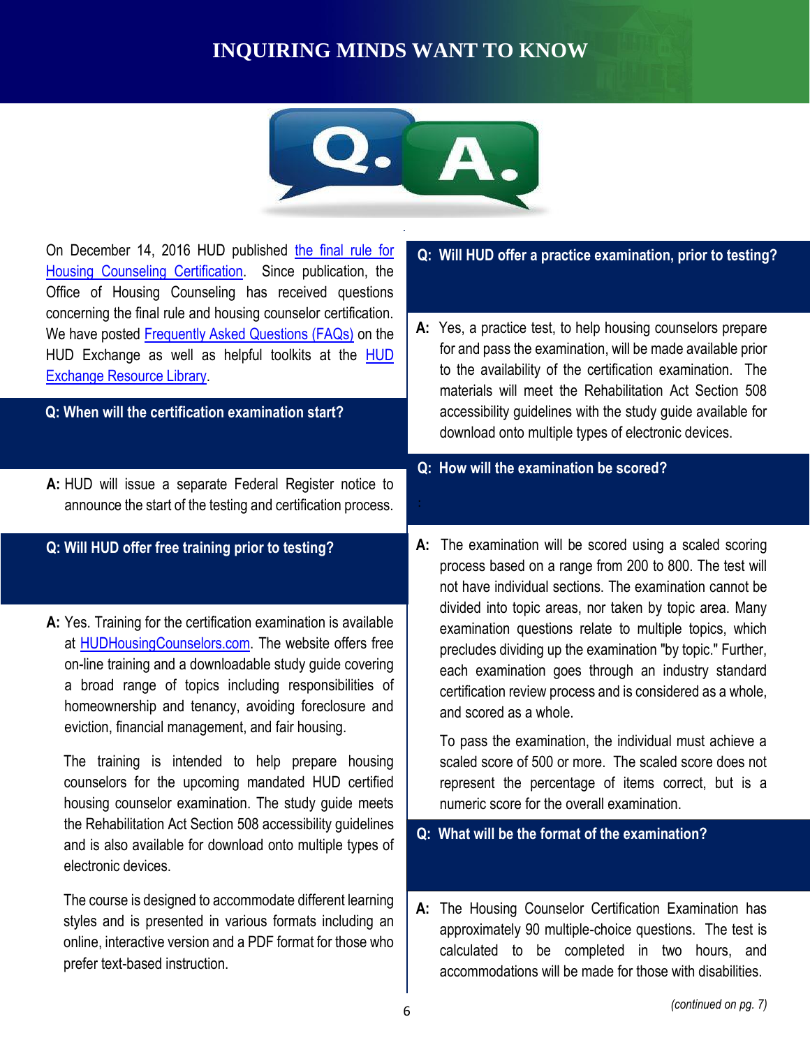# INQUIRING MINDS WANT TO KNOW

On December 14, 2016 HUD published the final rule for Housing Counseling Certification. Since publication, the Office of Housing Counseling has received questions concerning the final rule and housing counselor certification. We have posted Frequently Asked Questions (FAQs) on the HUD Exchange as well as helpful toolkits at the HUD Exchange Resource Library.

**Q: When will the certification examination start?**

**A:** HUD will issue a separate Federal Register notice to announce the start of the testing and certification process.

**Q: Will HUD offer free training prior to testing?**

**A:** Yes. Training for the certification examination is available at HUDHousingCounselors.com. The website offers free on-line training and a downloadable study guide covering a broad range of topics including responsibilities of homeownership and tenancy, avoiding foreclosure and eviction, financial management, and fair housing.

The training is intended to help prepare housing counselors for the upcoming mandated HUD certified housing counselor examination. The study guide meets the Rehabilitation Act Section 508 accessibility guidelines and is also available for download onto multiple types of electronic devices.

The course is designed to accommodate different learning styles and is presented in various formats including an online, interactive version and a PDF format for those who prefer text-based instruction.

**Q: Will HUD offer a practice examination, prior to testing?**

**A:** Yes, a practice test, to help housing counselors prepare for and pass the examination, will be made available prior to the availability of the certification examination. The materials will meet the Rehabilitation Act Section 508 accessibility guidelines with the study guide available for download onto multiple types of electronic devices.

**Q: How will the examination be scored?**

**A:** The examination will be scored using a scaled scoring process based on a range from 200 to 800. The test will not have individual sections. The examination cannot be divided into topic areas, nor taken by topic area. Many examination questions relate to multiple topics, which precludes dividing up the examination "by topic." Further, each examination goes through an industry standard certification review process and is considered as a whole, and scored as a whole.

To pass the examination, the individual must achieve a scaled score of 500 or more. The scaled score does not represent the percentage of items correct, but is a numeric score for the overall examination.

**Q: What will be the format of the examination?**

**A:** The Housing Counselor Certification Examination has approximately 90 multiple-choice questions. The test is calculated to be completed in two hours, and accommodations will be made for those with disabilities.

*(continued on pg. 7)*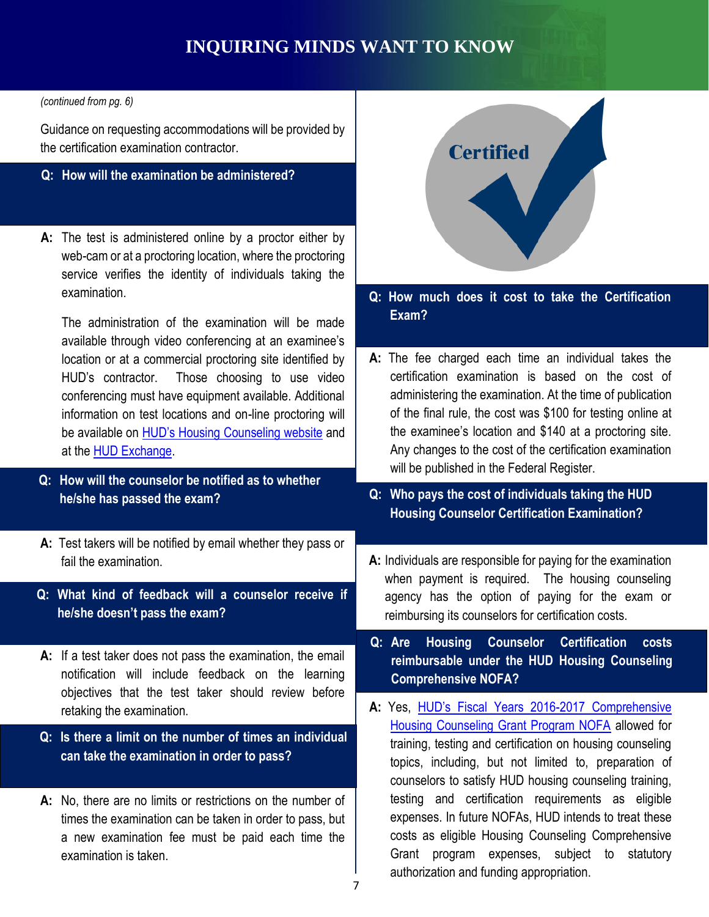# INQUIRING MINDS WANT TO KNOW

*(continued from pg. 6)*

Guidance on requesting accommodations will be provided by the certification examination contractor.

**Q: How will the examination be administered?**

**A:** The test is administered online by a proctor either by web-cam or at a proctoring location, where the proctoring service verifies the identity of individuals taking the examination.

The administration of the examination will be made available through video conferencing at an examinee's location or at a commercial proctoring site identified by HUD's contractor. Those choosing to use video conferencing must have equipment available. Additional information on test locations and on-line proctoring will be available on HUD's Housing Counseling website and at the HUD Exchange.

**Q: How will the counselor be notified as to whether he/she has passed the exam?**

**A:** Test takers will be notified by email whether they pass or fail the examination.

**Q: What kind of feedback will a counselor receive if he/she doesn't pass the exam?**

**A:** If a test taker does not pass the examination, the email notification will include feedback on the learning objectives that the test taker should review before retaking the examination.

**Q: Is there a limit on the number of times an individual can take the examination in order to pass?**

**A:** No, there are no limits or restrictions on the number of times the examination can be taken in order to pass, but a new examination fee must be paid each time the examination is taken.

Certified

**Q: How much does it cost to take the Certification Exam?**

**A:** The fee charged each time an individual takes the certification examination is based on the cost of administering the examination. At the time of publication of the final rule, the cost was $100 for testing online at the examinee's location and $140 at a proctoring site. Any changes to the cost of the certification examination will be published in the Federal Register.

**Q: Who pays the cost of individuals taking the HUD Housing Counselor Certification Examination?**

**A:** Individuals are responsible for paying for the examination when payment is required. The housing counseling agency has the option of paying for the exam or reimbursing its counselors for certification costs.

**Q: Are Housing Counselor Certification costs reimbursable under the HUD Housing Counseling Comprehensive NOFA?**

**A:** Yes, HUD's Fiscal Years 2016-2017 Comprehensive Housing Counseling Grant Program NOFA allowed for training, testing and certification on housing counseling topics, including, but not limited to, preparation of counselors to satisfy HUD housing counseling training, testing and certification requirements as eligible expenses. In future NOFAs, HUD intends to treat these costs as eligible Housing Counseling Comprehensive Grant program expenses, subject to statutory authorization and funding appropriation.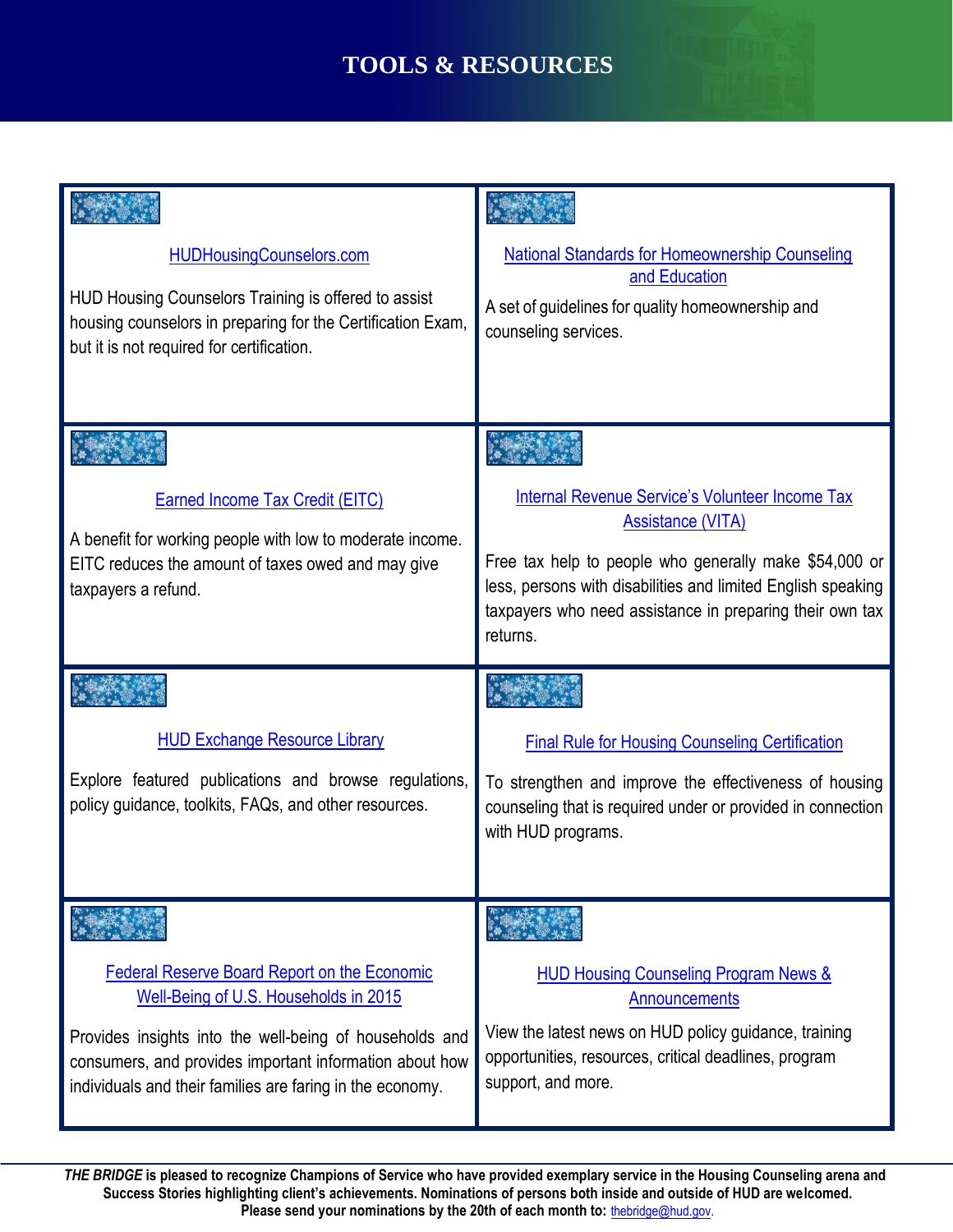# TOOLS & RESOURCES

### HUDHousingCounselors.com

HUD Housing Counselors Training is offered to assist housing counselors in preparing for the Certification Exam, but it is not required for certification.

### National Standards for Homeownership Counseling and Education

A set of guidelines for quality homeownership and counseling services.

### Earned Income Tax Credit (EITC)

A benefit for working people with low to moderate income. EITC reduces the amount of taxes owed and may give taxpayers a refund.

### Internal Revenue Service's Volunteer Income Tax Assistance (VITA)

Free tax help to people who generally make $54,000 or less, persons with disabilities and limited English speaking taxpayers who need assistance in preparing their own tax returns.

### HUD Exchange Resource Library

Explore featured publications and browse regulations, policy guidance, toolkits, FAQs, and other resources.

### Final Rule for Housing Counseling Certification

To strengthen and improve the effectiveness of housing counseling that is required under or provided in connection with HUD programs.

### Federal Reserve Board Report on the Economic Well-Being of U.S. Households in 2015

Provides insights into the well-being of households and consumers, and provides important information about how individuals and their families are faring in the economy.

### HUD Housing Counseling Program News & Announcements

View the latest news on HUD policy guidance, training opportunities, resources, critical deadlines, program support, and more.

---

***THE BRIDGE* is pleased to recognize Champions of Service who have provided exemplary service in the Housing Counseling arena and Success Stories highlighting client's achievements. Nominations of persons both inside and outside of HUD are welcomed. Please send your nominations by the 20th of each month to:** thebridge@hud.gov.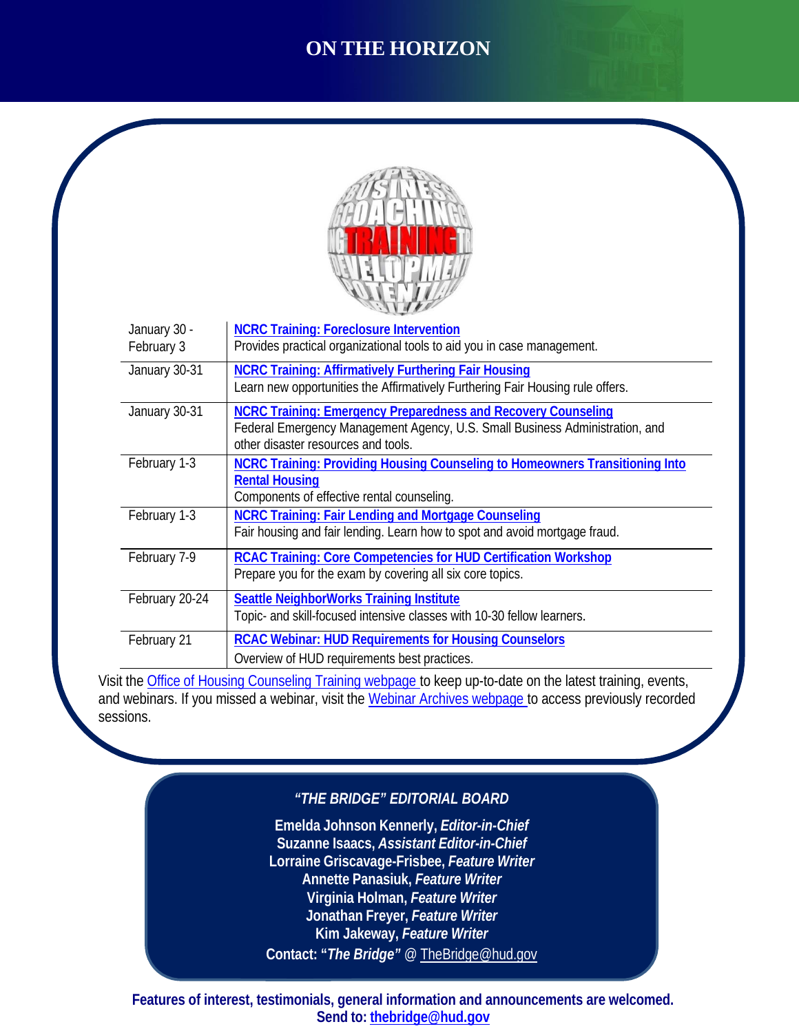# ON THE HORIZON

| | |
|---|---|
| January 30 - February 3 | **NCRC Training: Foreclosure Intervention**<br>Provides practical organizational tools to aid you in case management. |
| January 30-31 | **NCRC Training: Affirmatively Furthering Fair Housing**<br>Learn new opportunities the Affirmatively Furthering Fair Housing rule offers. |
| January 30-31 | **NCRC Training: Emergency Preparedness and Recovery Counseling**<br>Federal Emergency Management Agency, U.S. Small Business Administration, and other disaster resources and tools. |
| February 1-3 | **NCRC Training: Providing Housing Counseling to Homeowners Transitioning Into Rental Housing**<br>Components of effective rental counseling. |
| February 1-3 | **NCRC Training: Fair Lending and Mortgage Counseling**<br>Fair housing and fair lending. Learn how to spot and avoid mortgage fraud. |
| February 7-9 | **RCAC Training: Core Competencies for HUD Certification Workshop**<br>Prepare you for the exam by covering all six core topics. |
| February 20-24 | **Seattle NeighborWorks Training Institute**<br>Topic- and skill-focused intensive classes with 10-30 fellow learners. |
| February 21 | **RCAC Webinar: HUD Requirements for Housing Counselors**<br>Overview of HUD requirements best practices. |

Visit the Office of Housing Counseling Training webpage to keep up-to-date on the latest training, events, and webinars. If you missed a webinar, visit the Webinar Archives webpage to access previously recorded sessions.

***"THE BRIDGE" EDITORIAL BOARD***

**Emelda Johnson Kennerly, *Editor-in-Chief***
**Suzanne Isaacs, *Assistant Editor-in-Chief***
**Lorraine Griscavage-Frisbee, *Feature Writer***
**Annette Panasiuk, *Feature Writer***
**Virginia Holman, *Feature Writer***
**Jonathan Freyer, *Feature Writer***
**Kim Jakeway, *Feature Writer***
**Contact: "*The Bridge*"** @ TheBridge@hud.gov

**Features of interest, testimonials, general information and announcements are welcomed.**
**Send to: thebridge@hud.gov**